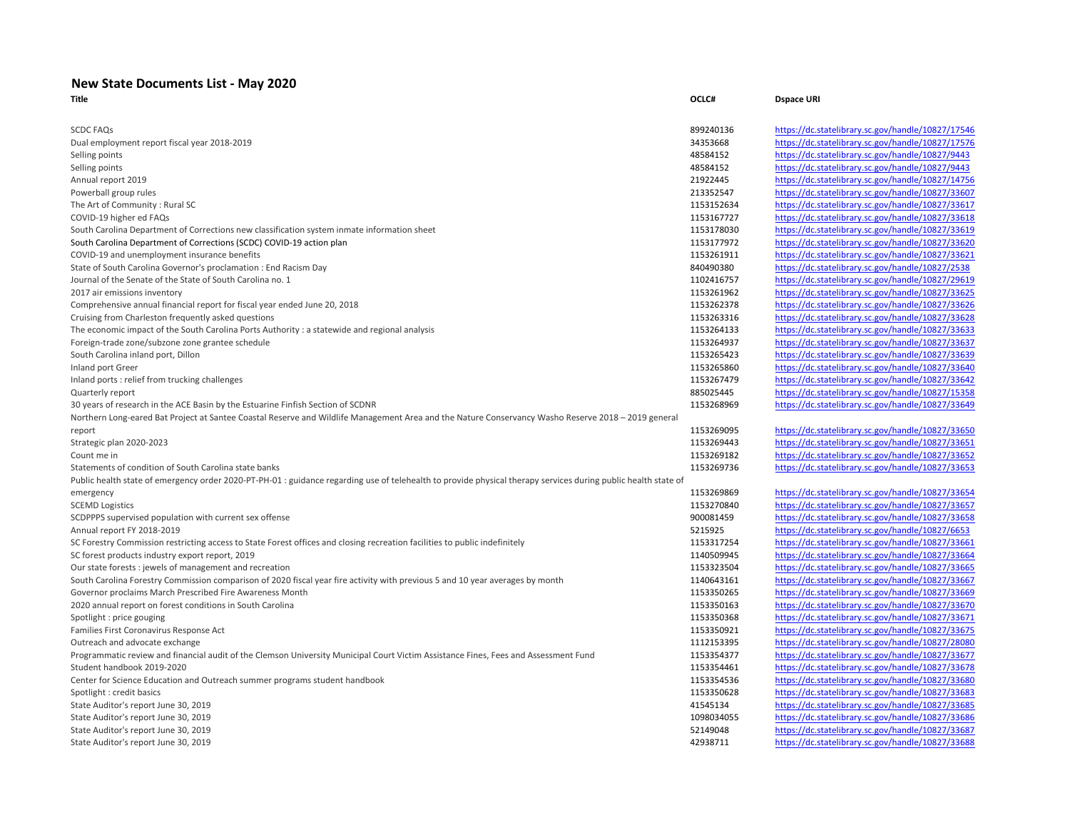# New State Documents List - May 2020

| Title | OCLC# | Dspace URI |
|---|---|---|
| SCDC FAQs | 899240136 | https://dc.statelibrary.sc.gov/handle/10827/17546 |
| Dual employment report fiscal year 2018-2019 | 34353668 | https://dc.statelibrary.sc.gov/handle/10827/17576 |
| Selling points | 48584152 | https://dc.statelibrary.sc.gov/handle/10827/9443 |
| Selling points | 48584152 | https://dc.statelibrary.sc.gov/handle/10827/9443 |
| Annual report 2019 | 21922445 | https://dc.statelibrary.sc.gov/handle/10827/14756 |
| Powerball group rules | 213352547 | https://dc.statelibrary.sc.gov/handle/10827/33607 |
| The Art of Community : Rural SC | 1153152634 | https://dc.statelibrary.sc.gov/handle/10827/33617 |
| COVID-19 higher ed FAQs | 1153167727 | https://dc.statelibrary.sc.gov/handle/10827/33618 |
| South Carolina Department of Corrections new classification system inmate information sheet | 1153178030 | https://dc.statelibrary.sc.gov/handle/10827/33619 |
| South Carolina Department of Corrections (SCDC) COVID-19 action plan | 1153177972 | https://dc.statelibrary.sc.gov/handle/10827/33620 |
| COVID-19 and unemployment insurance benefits | 1153261911 | https://dc.statelibrary.sc.gov/handle/10827/33621 |
| State of South Carolina Governor's proclamation : End Racism Day | 840490380 | https://dc.statelibrary.sc.gov/handle/10827/2538 |
| Journal of the Senate of the State of South Carolina no. 1 | 1102416757 | https://dc.statelibrary.sc.gov/handle/10827/29619 |
| 2017 air emissions inventory | 1153261962 | https://dc.statelibrary.sc.gov/handle/10827/33625 |
| Comprehensive annual financial report for fiscal year ended June 20, 2018 | 1153262378 | https://dc.statelibrary.sc.gov/handle/10827/33626 |
| Cruising from Charleston frequently asked questions | 1153263316 | https://dc.statelibrary.sc.gov/handle/10827/33628 |
| The economic impact of the South Carolina Ports Authority : a statewide and regional analysis | 1153264133 | https://dc.statelibrary.sc.gov/handle/10827/33633 |
| Foreign-trade zone/subzone zone grantee schedule | 1153264937 | https://dc.statelibrary.sc.gov/handle/10827/33637 |
| South Carolina inland port, Dillon | 1153265423 | https://dc.statelibrary.sc.gov/handle/10827/33639 |
| Inland port Greer | 1153265860 | https://dc.statelibrary.sc.gov/handle/10827/33640 |
| Inland ports : relief from trucking challenges | 1153267479 | https://dc.statelibrary.sc.gov/handle/10827/33642 |
| Quarterly report | 885025445 | https://dc.statelibrary.sc.gov/handle/10827/15358 |
| 30 years of research in the ACE Basin by the Estuarine Finfish Section of SCDNR | 1153268969 | https://dc.statelibrary.sc.gov/handle/10827/33649 |
| Northern Long-eared Bat Project at Santee Coastal Reserve and Wildlife Management Area and the Nature Conservancy Washo Reserve 2018 – 2019 general report | 1153269095 | https://dc.statelibrary.sc.gov/handle/10827/33650 |
| Strategic plan 2020-2023 | 1153269443 | https://dc.statelibrary.sc.gov/handle/10827/33651 |
| Count me in | 1153269182 | https://dc.statelibrary.sc.gov/handle/10827/33652 |
| Statements of condition of South Carolina state banks | 1153269736 | https://dc.statelibrary.sc.gov/handle/10827/33653 |
| Public health state of emergency order 2020-PT-PH-01 : guidance regarding use of telehealth to provide physical therapy services during public health state of emergency | 1153269869 | https://dc.statelibrary.sc.gov/handle/10827/33654 |
| SCEMD Logistics | 1153270840 | https://dc.statelibrary.sc.gov/handle/10827/33657 |
| SCDPPPS supervised population with current sex offense | 900081459 | https://dc.statelibrary.sc.gov/handle/10827/33658 |
| Annual report FY 2018-2019 | 5215925 | https://dc.statelibrary.sc.gov/handle/10827/6653 |
| SC Forestry Commission restricting access to State Forest offices and closing recreation facilities to public indefinitely | 1153317254 | https://dc.statelibrary.sc.gov/handle/10827/33661 |
| SC forest products industry export report, 2019 | 1140509945 | https://dc.statelibrary.sc.gov/handle/10827/33664 |
| Our state forests : jewels of management and recreation | 1153323504 | https://dc.statelibrary.sc.gov/handle/10827/33665 |
| South Carolina Forestry Commission comparison of 2020 fiscal year fire activity with previous 5 and 10 year averages by month | 1140643161 | https://dc.statelibrary.sc.gov/handle/10827/33667 |
| Governor proclaims March Prescribed Fire Awareness Month | 1153350265 | https://dc.statelibrary.sc.gov/handle/10827/33669 |
| 2020 annual report on forest conditions in South Carolina | 1153350163 | https://dc.statelibrary.sc.gov/handle/10827/33670 |
| Spotlight : price gouging | 1153350368 | https://dc.statelibrary.sc.gov/handle/10827/33671 |
| Families First Coronavirus Response Act | 1153350921 | https://dc.statelibrary.sc.gov/handle/10827/33675 |
| Outreach and advocate exchange | 1112153395 | https://dc.statelibrary.sc.gov/handle/10827/28080 |
| Programmatic review and financial audit of the Clemson University Municipal Court Victim Assistance Fines, Fees and Assessment Fund | 1153354377 | https://dc.statelibrary.sc.gov/handle/10827/33677 |
| Student handbook 2019-2020 | 1153354461 | https://dc.statelibrary.sc.gov/handle/10827/33678 |
| Center for Science Education and Outreach summer programs student handbook | 1153354536 | https://dc.statelibrary.sc.gov/handle/10827/33680 |
| Spotlight : credit basics | 1153350628 | https://dc.statelibrary.sc.gov/handle/10827/33683 |
| State Auditor's report June 30, 2019 | 41545134 | https://dc.statelibrary.sc.gov/handle/10827/33685 |
| State Auditor's report June 30, 2019 | 1098034055 | https://dc.statelibrary.sc.gov/handle/10827/33686 |
| State Auditor's report June 30, 2019 | 52149048 | https://dc.statelibrary.sc.gov/handle/10827/33687 |
| State Auditor's report June 30, 2019 | 42938711 | https://dc.statelibrary.sc.gov/handle/10827/33688 |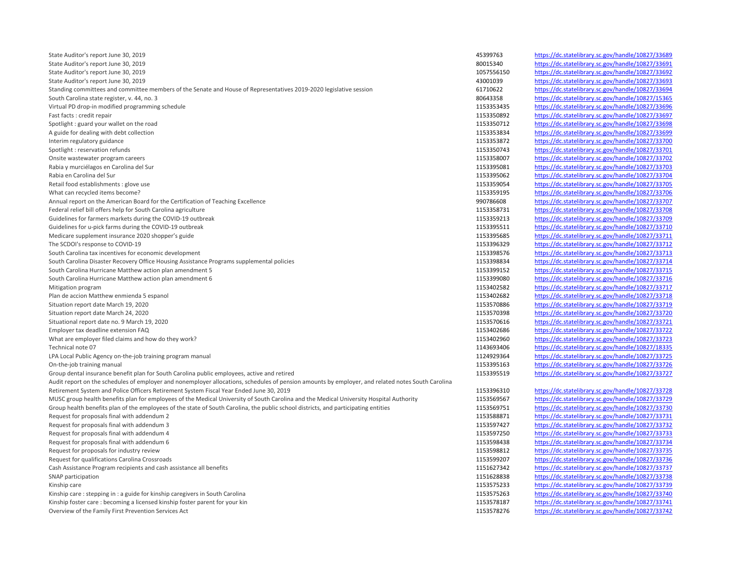| | | |
|---|---|---|
| State Auditor's report June 30, 2019 | 45399763 | https://dc.statelibrary.sc.gov/handle/10827/33689 |
| State Auditor's report June 30, 2019 | 80015340 | https://dc.statelibrary.sc.gov/handle/10827/33691 |
| State Auditor's report June 30, 2019 | 1057556150 | https://dc.statelibrary.sc.gov/handle/10827/33692 |
| State Auditor's report June 30, 2019 | 43001039 | https://dc.statelibrary.sc.gov/handle/10827/33693 |
| Standing committees and committee members of the Senate and House of Representatives 2019-2020 legislative session | 61710622 | https://dc.statelibrary.sc.gov/handle/10827/33694 |
| South Carolina state register, v. 44, no. 3 | 80643358 | https://dc.statelibrary.sc.gov/handle/10827/15365 |
| Virtual PD drop-in modified programming schedule | 1153353435 | https://dc.statelibrary.sc.gov/handle/10827/33696 |
| Fast facts : credit repair | 1153350892 | https://dc.statelibrary.sc.gov/handle/10827/33697 |
| Spotlight : guard your wallet on the road | 1153350712 | https://dc.statelibrary.sc.gov/handle/10827/33698 |
| A guide for dealing with debt collection | 1153353834 | https://dc.statelibrary.sc.gov/handle/10827/33699 |
| Interim regulatory guidance | 1153353872 | https://dc.statelibrary.sc.gov/handle/10827/33700 |
| Spotlight : reservation refunds | 1153350743 | https://dc.statelibrary.sc.gov/handle/10827/33701 |
| Onsite wastewater program careers | 1153358007 | https://dc.statelibrary.sc.gov/handle/10827/33702 |
| Rabia y murciélagos en Carolina del Sur | 1153395081 | https://dc.statelibrary.sc.gov/handle/10827/33703 |
| Rabia en Carolina del Sur | 1153395062 | https://dc.statelibrary.sc.gov/handle/10827/33704 |
| Retail food establishments : glove use | 1153359054 | https://dc.statelibrary.sc.gov/handle/10827/33705 |
| What can recycled items become? | 1153359195 | https://dc.statelibrary.sc.gov/handle/10827/33706 |
| Annual report on the American Board for the Certification of Teaching Excellence | 990786608 | https://dc.statelibrary.sc.gov/handle/10827/33707 |
| Federal relief bill offers help for South Carolina agriculture | 1153358731 | https://dc.statelibrary.sc.gov/handle/10827/33708 |
| Guidelines for farmers markets during the COVID-19 outbreak | 1153359213 | https://dc.statelibrary.sc.gov/handle/10827/33709 |
| Guidelines for u-pick farms during the COVID-19 outbreak | 1153395511 | https://dc.statelibrary.sc.gov/handle/10827/33710 |
| Medicare supplement insurance 2020 shopper's guide | 1153395685 | https://dc.statelibrary.sc.gov/handle/10827/33711 |
| The SCDOI's response to COVID-19 | 1153396329 | https://dc.statelibrary.sc.gov/handle/10827/33712 |
| South Carolina tax incentives for economic development | 1153398576 | https://dc.statelibrary.sc.gov/handle/10827/33713 |
| South Carolina Disaster Recovery Office Housing Assistance Programs supplemental policies | 1153398834 | https://dc.statelibrary.sc.gov/handle/10827/33714 |
| South Carolina Hurricane Matthew action plan amendment 5 | 1153399152 | https://dc.statelibrary.sc.gov/handle/10827/33715 |
| South Carolina Hurricane Matthew action plan amendment 6 | 1153399080 | https://dc.statelibrary.sc.gov/handle/10827/33716 |
| Mitigation program | 1153402582 | https://dc.statelibrary.sc.gov/handle/10827/33717 |
| Plan de accion Matthew enmienda 5 espanol | 1153402682 | https://dc.statelibrary.sc.gov/handle/10827/33718 |
| Situation report date March 19, 2020 | 1153570886 | https://dc.statelibrary.sc.gov/handle/10827/33719 |
| Situation report date March 24, 2020 | 1153570398 | https://dc.statelibrary.sc.gov/handle/10827/33720 |
| Situational report date no. 9 March 19, 2020 | 1153570616 | https://dc.statelibrary.sc.gov/handle/10827/33721 |
| Employer tax deadline extension FAQ | 1153402686 | https://dc.statelibrary.sc.gov/handle/10827/33722 |
| What are employer filed claims and how do they work? | 1153402960 | https://dc.statelibrary.sc.gov/handle/10827/33723 |
| Technical note 07 | 1143693406 | https://dc.statelibrary.sc.gov/handle/10827/18335 |
| LPA Local Public Agency on-the-job training program manual | 1124929364 | https://dc.statelibrary.sc.gov/handle/10827/33725 |
| On-the-job training manual | 1153395163 | https://dc.statelibrary.sc.gov/handle/10827/33726 |
| Group dental insurance benefit plan for South Carolina public employees, active and retired | 1153395519 | https://dc.statelibrary.sc.gov/handle/10827/33727 |
| Audit report on the schedules of employer and nonemployer allocations, schedules of pension amounts by employer, and related notes South Carolina Retirement System and Police Officers Retirement System Fiscal Year Ended June 30, 2019 | 1153396310 | https://dc.statelibrary.sc.gov/handle/10827/33728 |
| MUSC group health benefits plan for employees of the Medical University of South Carolina and the Medical University Hospital Authority | 1153569567 | https://dc.statelibrary.sc.gov/handle/10827/33729 |
| Group health benefits plan of the employees of the state of South Carolina, the public school districts, and participating entities | 1153569751 | https://dc.statelibrary.sc.gov/handle/10827/33730 |
| Request for proposals final with addendum 2 | 1153588871 | https://dc.statelibrary.sc.gov/handle/10827/33731 |
| Request for proposals final with addendum 3 | 1153597427 | https://dc.statelibrary.sc.gov/handle/10827/33732 |
| Request for proposals final with addendum 4 | 1153597250 | https://dc.statelibrary.sc.gov/handle/10827/33733 |
| Request for proposals final with addendum 6 | 1153598438 | https://dc.statelibrary.sc.gov/handle/10827/33734 |
| Request for proposals for industry review | 1153598812 | https://dc.statelibrary.sc.gov/handle/10827/33735 |
| Request for qualifications Carolina Crossroads | 1153599207 | https://dc.statelibrary.sc.gov/handle/10827/33736 |
| Cash Assistance Program recipients and cash assistance all benefits | 1151627342 | https://dc.statelibrary.sc.gov/handle/10827/33737 |
| SNAP participation | 1151628838 | https://dc.statelibrary.sc.gov/handle/10827/33738 |
| Kinship care | 1153575233 | https://dc.statelibrary.sc.gov/handle/10827/33739 |
| Kinship care : stepping in : a guide for kinship caregivers in South Carolina | 1153575263 | https://dc.statelibrary.sc.gov/handle/10827/33740 |
| Kinship foster care : becoming a licensed kinship foster parent for your kin | 1153578187 | https://dc.statelibrary.sc.gov/handle/10827/33741 |
| Overview of the Family First Prevention Services Act | 1153578276 | https://dc.statelibrary.sc.gov/handle/10827/33742 |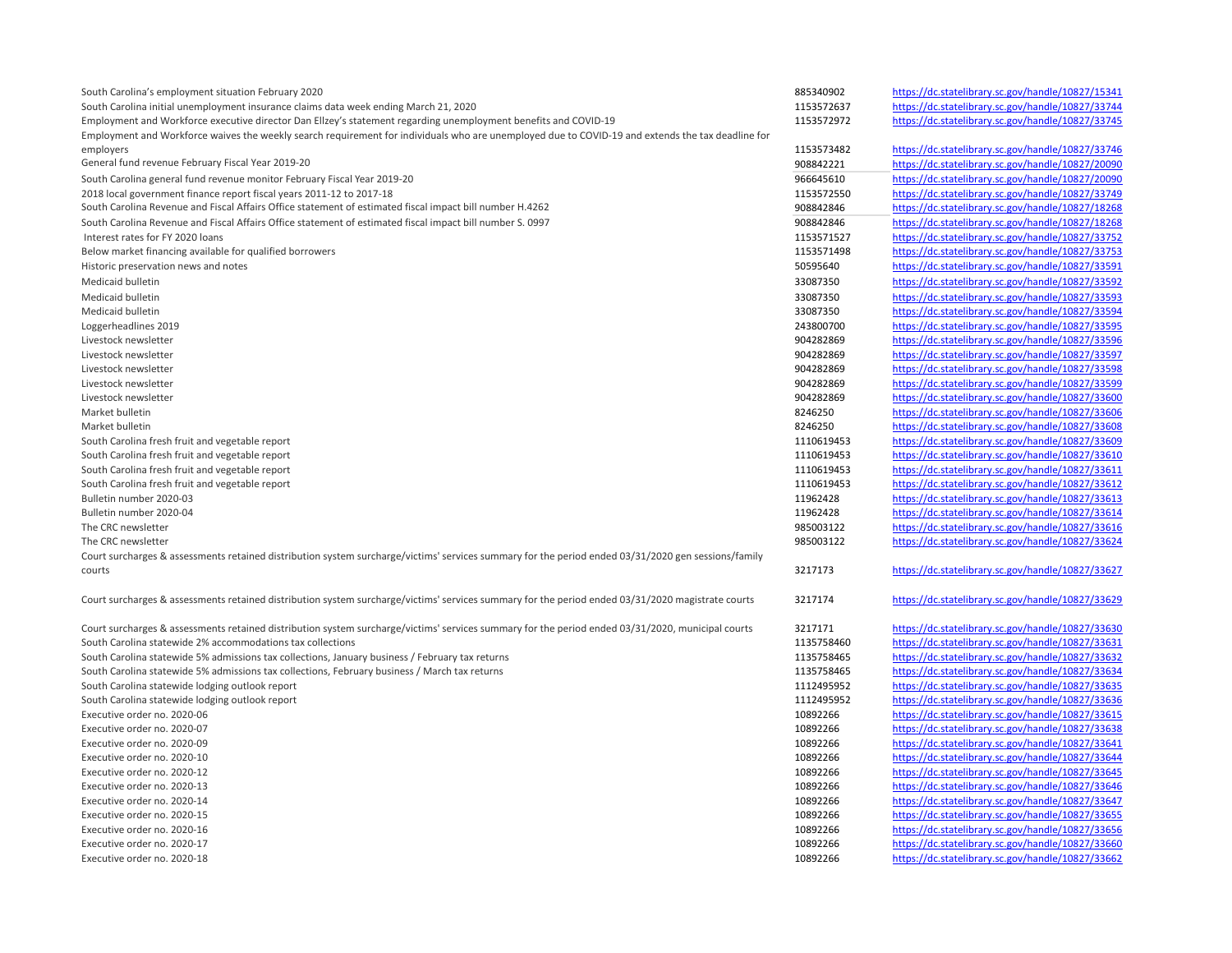| | | |
|---|---|---|
| South Carolina's employment situation February 2020 | 885340902 | https://dc.statelibrary.sc.gov/handle/10827/15341 |
| South Carolina initial unemployment insurance claims data week ending March 21, 2020 | 1153572637 | https://dc.statelibrary.sc.gov/handle/10827/33744 |
| Employment and Workforce executive director Dan Ellzey's statement regarding unemployment benefits and COVID-19 | 1153572972 | https://dc.statelibrary.sc.gov/handle/10827/33745 |
| Employment and Workforce waives the weekly search requirement for individuals who are unemployed due to COVID-19 and extends the tax deadline for employers | 1153573482 | https://dc.statelibrary.sc.gov/handle/10827/33746 |
| General fund revenue February Fiscal Year 2019-20 | 908842221 | https://dc.statelibrary.sc.gov/handle/10827/20090 |
| South Carolina general fund revenue monitor February Fiscal Year 2019-20 | 966645610 | https://dc.statelibrary.sc.gov/handle/10827/20090 |
| 2018 local government finance report fiscal years 2011-12 to 2017-18 | 1153572550 | https://dc.statelibrary.sc.gov/handle/10827/33749 |
| South Carolina Revenue and Fiscal Affairs Office statement of estimated fiscal impact bill number H.4262 | 908842846 | https://dc.statelibrary.sc.gov/handle/10827/18268 |
| South Carolina Revenue and Fiscal Affairs Office statement of estimated fiscal impact bill number S. 0997 | 908842846 | https://dc.statelibrary.sc.gov/handle/10827/18268 |
| Interest rates for FY 2020 loans | 1153571527 | https://dc.statelibrary.sc.gov/handle/10827/33752 |
| Below market financing available for qualified borrowers | 1153571498 | https://dc.statelibrary.sc.gov/handle/10827/33753 |
| Historic preservation news and notes | 50595640 | https://dc.statelibrary.sc.gov/handle/10827/33591 |
| Medicaid bulletin | 33087350 | https://dc.statelibrary.sc.gov/handle/10827/33592 |
| Medicaid bulletin | 33087350 | https://dc.statelibrary.sc.gov/handle/10827/33593 |
| Medicaid bulletin | 33087350 | https://dc.statelibrary.sc.gov/handle/10827/33594 |
| Loggerheadlines 2019 | 243800700 | https://dc.statelibrary.sc.gov/handle/10827/33595 |
| Livestock newsletter | 904282869 | https://dc.statelibrary.sc.gov/handle/10827/33596 |
| Livestock newsletter | 904282869 | https://dc.statelibrary.sc.gov/handle/10827/33597 |
| Livestock newsletter | 904282869 | https://dc.statelibrary.sc.gov/handle/10827/33598 |
| Livestock newsletter | 904282869 | https://dc.statelibrary.sc.gov/handle/10827/33599 |
| Livestock newsletter | 904282869 | https://dc.statelibrary.sc.gov/handle/10827/33600 |
| Market bulletin | 8246250 | https://dc.statelibrary.sc.gov/handle/10827/33606 |
| Market bulletin | 8246250 | https://dc.statelibrary.sc.gov/handle/10827/33608 |
| South Carolina fresh fruit and vegetable report | 1110619453 | https://dc.statelibrary.sc.gov/handle/10827/33609 |
| South Carolina fresh fruit and vegetable report | 1110619453 | https://dc.statelibrary.sc.gov/handle/10827/33610 |
| South Carolina fresh fruit and vegetable report | 1110619453 | https://dc.statelibrary.sc.gov/handle/10827/33611 |
| South Carolina fresh fruit and vegetable report | 1110619453 | https://dc.statelibrary.sc.gov/handle/10827/33612 |
| Bulletin number 2020-03 | 11962428 | https://dc.statelibrary.sc.gov/handle/10827/33613 |
| Bulletin number 2020-04 | 11962428 | https://dc.statelibrary.sc.gov/handle/10827/33614 |
| The CRC newsletter | 985003122 | https://dc.statelibrary.sc.gov/handle/10827/33616 |
| The CRC newsletter | 985003122 | https://dc.statelibrary.sc.gov/handle/10827/33624 |
| Court surcharges & assessments retained distribution system surcharge/victims' services summary for the period ended 03/31/2020 gen sessions/family courts | 3217173 | https://dc.statelibrary.sc.gov/handle/10827/33627 |
| Court surcharges & assessments retained distribution system surcharge/victims' services summary for the period ended 03/31/2020 magistrate courts | 3217174 | https://dc.statelibrary.sc.gov/handle/10827/33629 |
| Court surcharges & assessments retained distribution system surcharge/victims' services summary for the period ended 03/31/2020, municipal courts | 3217171 | https://dc.statelibrary.sc.gov/handle/10827/33630 |
| South Carolina statewide 2% accommodations tax collections | 1135758460 | https://dc.statelibrary.sc.gov/handle/10827/33631 |
| South Carolina statewide 5% admissions tax collections, January business / February tax returns | 1135758465 | https://dc.statelibrary.sc.gov/handle/10827/33632 |
| South Carolina statewide 5% admissions tax collections, February business / March tax returns | 1135758465 | https://dc.statelibrary.sc.gov/handle/10827/33634 |
| South Carolina statewide lodging outlook report | 1112495952 | https://dc.statelibrary.sc.gov/handle/10827/33635 |
| South Carolina statewide lodging outlook report | 1112495952 | https://dc.statelibrary.sc.gov/handle/10827/33636 |
| Executive order no. 2020-06 | 10892266 | https://dc.statelibrary.sc.gov/handle/10827/33615 |
| Executive order no. 2020-07 | 10892266 | https://dc.statelibrary.sc.gov/handle/10827/33638 |
| Executive order no. 2020-09 | 10892266 | https://dc.statelibrary.sc.gov/handle/10827/33641 |
| Executive order no. 2020-10 | 10892266 | https://dc.statelibrary.sc.gov/handle/10827/33644 |
| Executive order no. 2020-12 | 10892266 | https://dc.statelibrary.sc.gov/handle/10827/33645 |
| Executive order no. 2020-13 | 10892266 | https://dc.statelibrary.sc.gov/handle/10827/33646 |
| Executive order no. 2020-14 | 10892266 | https://dc.statelibrary.sc.gov/handle/10827/33647 |
| Executive order no. 2020-15 | 10892266 | https://dc.statelibrary.sc.gov/handle/10827/33655 |
| Executive order no. 2020-16 | 10892266 | https://dc.statelibrary.sc.gov/handle/10827/33656 |
| Executive order no. 2020-17 | 10892266 | https://dc.statelibrary.sc.gov/handle/10827/33660 |
| Executive order no. 2020-18 | 10892266 | https://dc.statelibrary.sc.gov/handle/10827/33662 |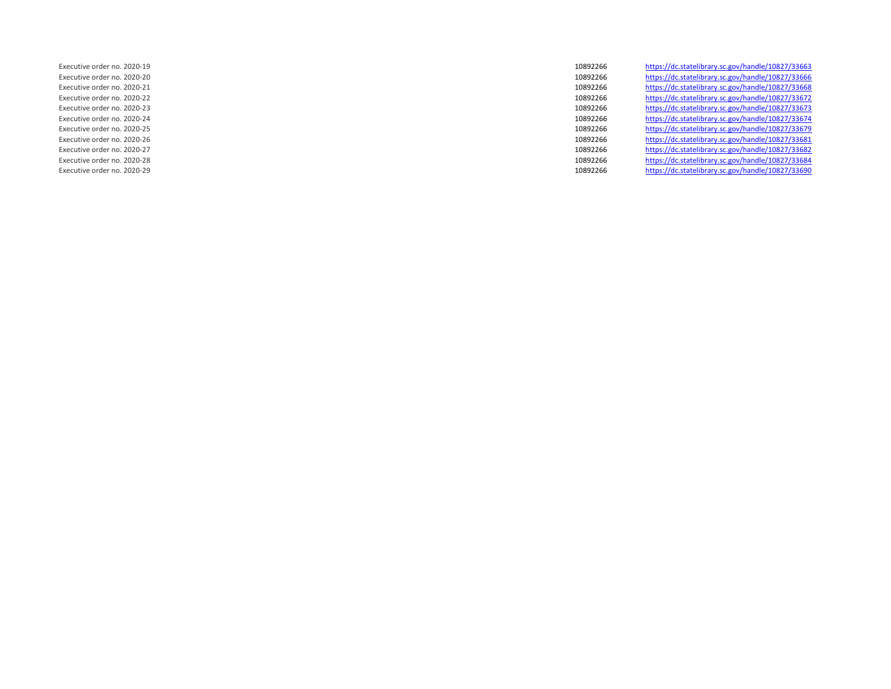| | | |
|---|---|---|
| Executive order no. 2020-19 | 10892266 | https://dc.statelibrary.sc.gov/handle/10827/33663 |
| Executive order no. 2020-20 | 10892266 | https://dc.statelibrary.sc.gov/handle/10827/33666 |
| Executive order no. 2020-21 | 10892266 | https://dc.statelibrary.sc.gov/handle/10827/33668 |
| Executive order no. 2020-22 | 10892266 | https://dc.statelibrary.sc.gov/handle/10827/33672 |
| Executive order no. 2020-23 | 10892266 | https://dc.statelibrary.sc.gov/handle/10827/33673 |
| Executive order no. 2020-24 | 10892266 | https://dc.statelibrary.sc.gov/handle/10827/33674 |
| Executive order no. 2020-25 | 10892266 | https://dc.statelibrary.sc.gov/handle/10827/33679 |
| Executive order no. 2020-26 | 10892266 | https://dc.statelibrary.sc.gov/handle/10827/33681 |
| Executive order no. 2020-27 | 10892266 | https://dc.statelibrary.sc.gov/handle/10827/33682 |
| Executive order no. 2020-28 | 10892266 | https://dc.statelibrary.sc.gov/handle/10827/33684 |
| Executive order no. 2020-29 | 10892266 | https://dc.statelibrary.sc.gov/handle/10827/33690 |